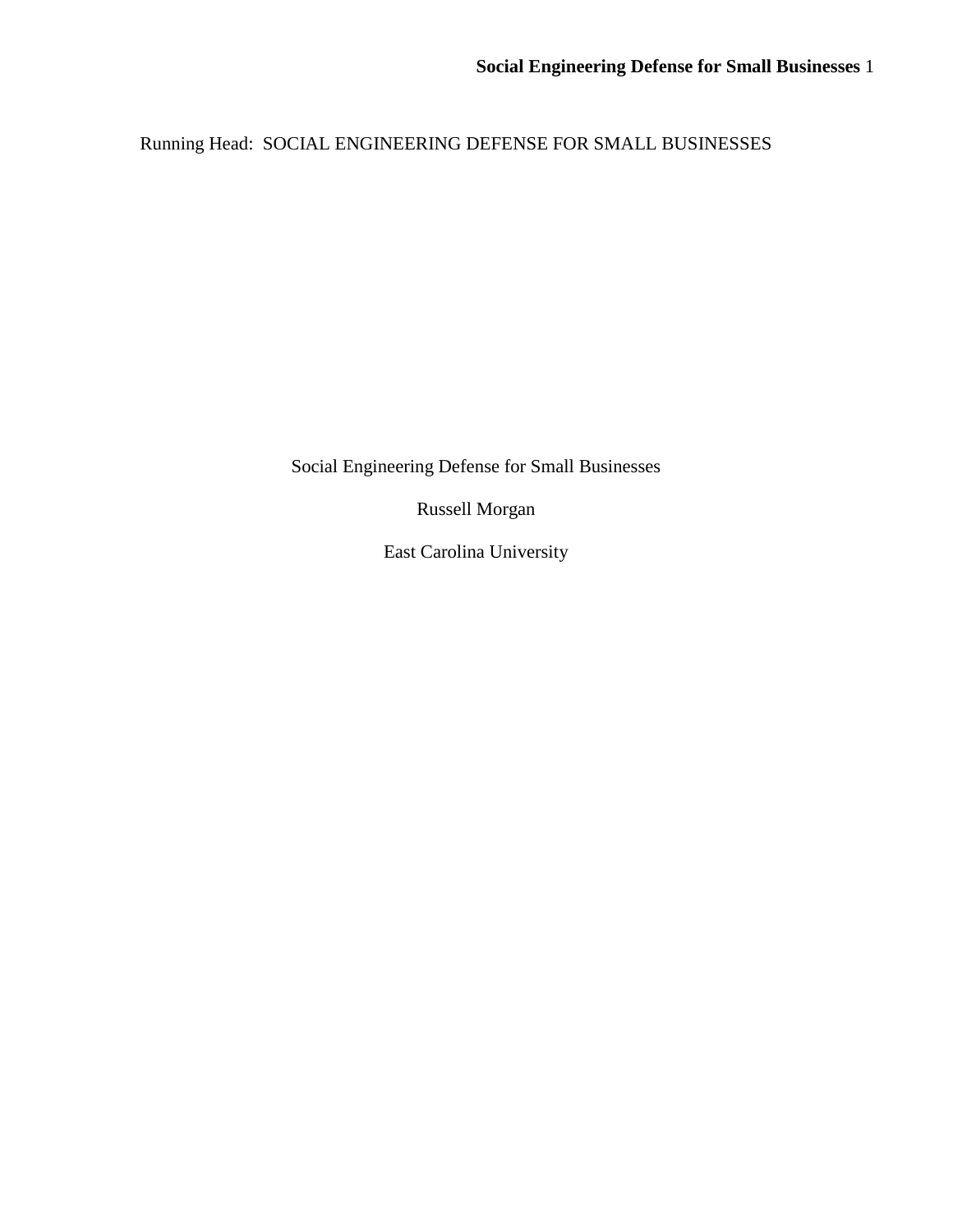Running Head: SOCIAL ENGINEERING DEFENSE FOR SMALL BUSINESSES

Social Engineering Defense for Small Businesses

Russell Morgan

East Carolina University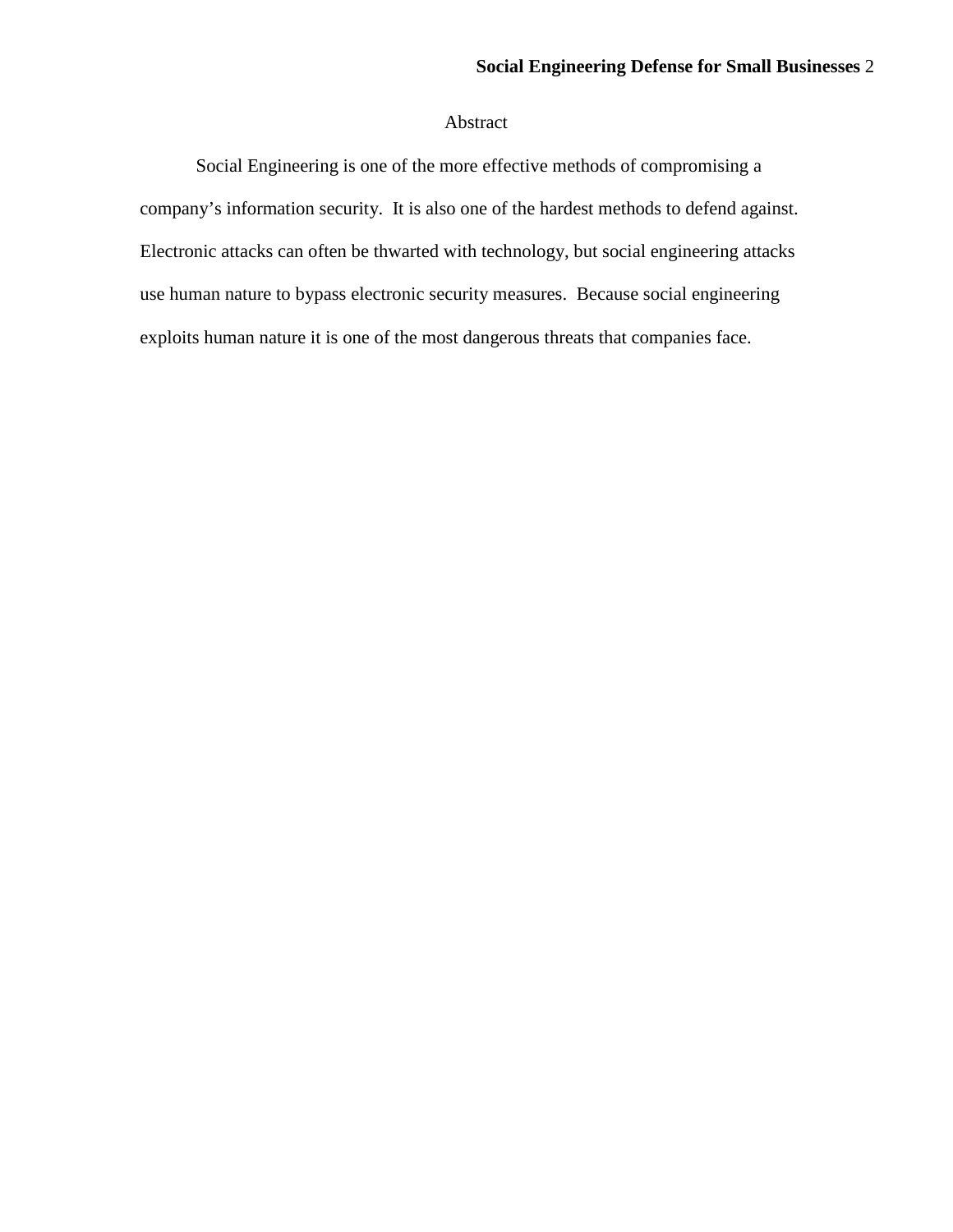# Abstract

Social Engineering is one of the more effective methods of compromising a company's information security. It is also one of the hardest methods to defend against. Electronic attacks can often be thwarted with technology, but social engineering attacks use human nature to bypass electronic security measures. Because social engineering exploits human nature it is one of the most dangerous threats that companies face.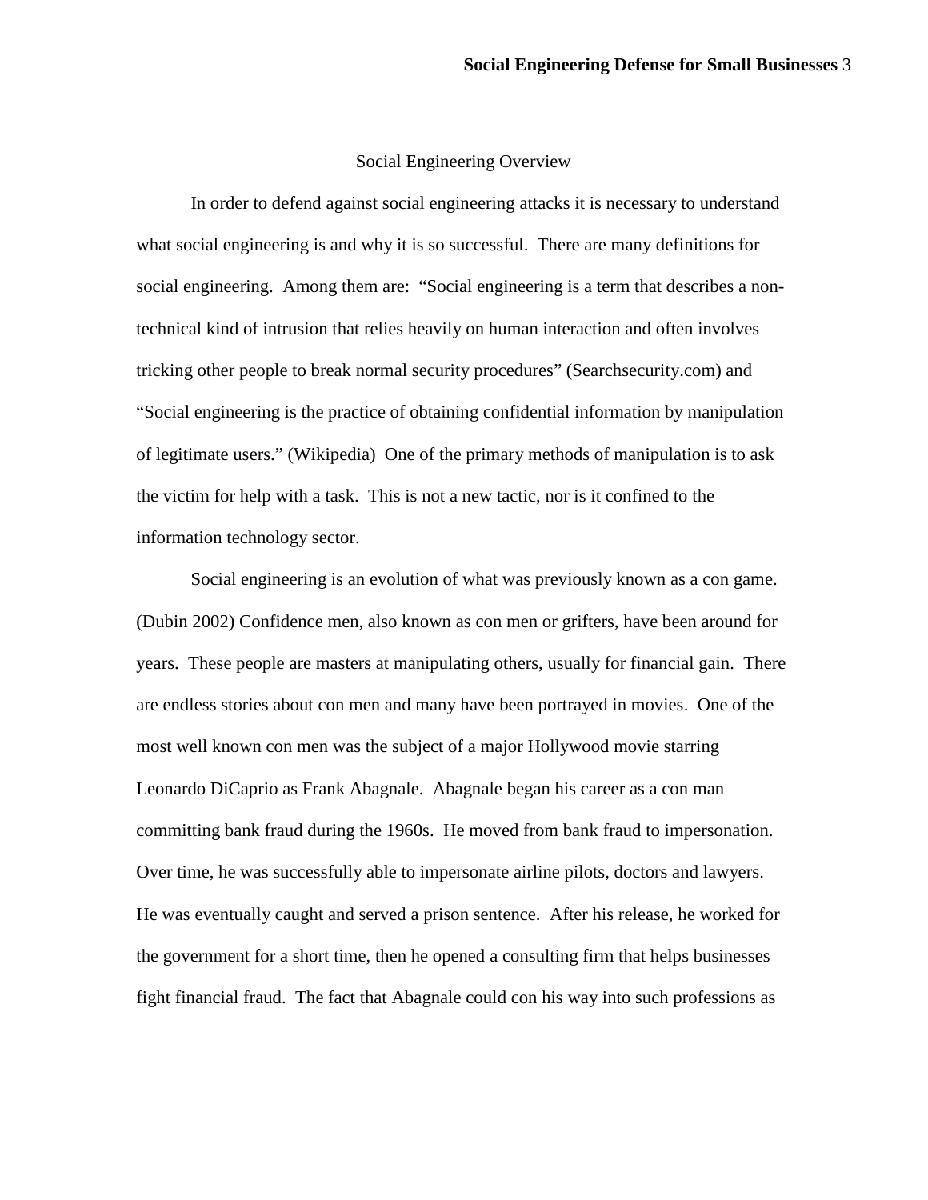## Social Engineering Overview

In order to defend against social engineering attacks it is necessary to understand what social engineering is and why it is so successful. There are many definitions for social engineering. Among them are: "Social engineering is a term that describes a non-technical kind of intrusion that relies heavily on human interaction and often involves tricking other people to break normal security procedures" (Searchsecurity.com) and "Social engineering is the practice of obtaining confidential information by manipulation of legitimate users." (Wikipedia) One of the primary methods of manipulation is to ask the victim for help with a task. This is not a new tactic, nor is it confined to the information technology sector.

Social engineering is an evolution of what was previously known as a con game. (Dubin 2002) Confidence men, also known as con men or grifters, have been around for years. These people are masters at manipulating others, usually for financial gain. There are endless stories about con men and many have been portrayed in movies. One of the most well known con men was the subject of a major Hollywood movie starring Leonardo DiCaprio as Frank Abagnale. Abagnale began his career as a con man committing bank fraud during the 1960s. He moved from bank fraud to impersonation. Over time, he was successfully able to impersonate airline pilots, doctors and lawyers. He was eventually caught and served a prison sentence. After his release, he worked for the government for a short time, then he opened a consulting firm that helps businesses fight financial fraud. The fact that Abagnale could con his way into such professions as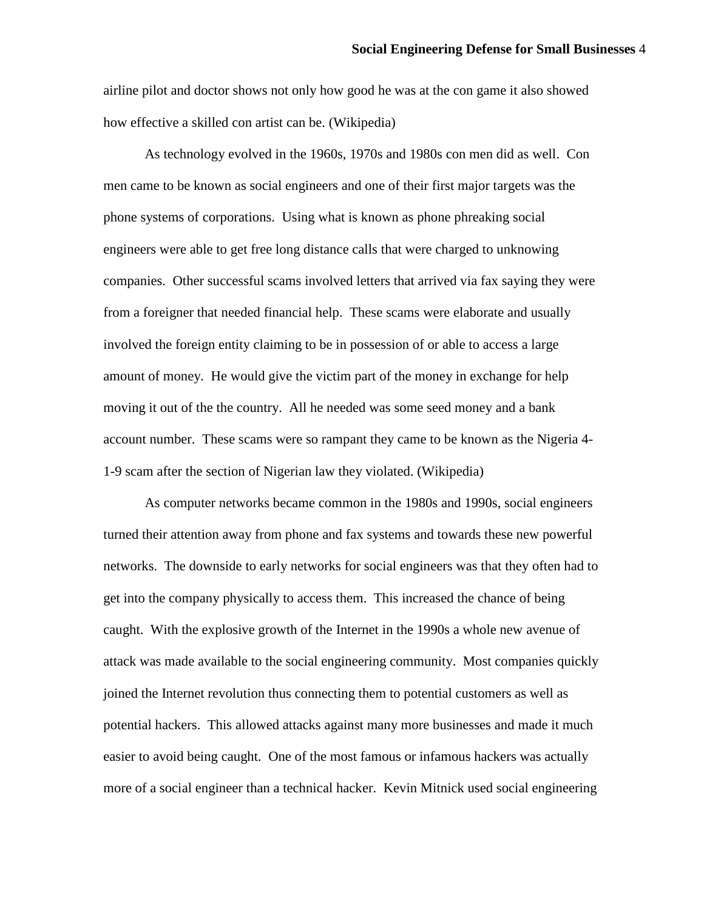airline pilot and doctor shows not only how good he was at the con game it also showed how effective a skilled con artist can be. (Wikipedia)

As technology evolved in the 1960s, 1970s and 1980s con men did as well. Con men came to be known as social engineers and one of their first major targets was the phone systems of corporations. Using what is known as phone phreaking social engineers were able to get free long distance calls that were charged to unknowing companies. Other successful scams involved letters that arrived via fax saying they were from a foreigner that needed financial help. These scams were elaborate and usually involved the foreign entity claiming to be in possession of or able to access a large amount of money. He would give the victim part of the money in exchange for help moving it out of the the country. All he needed was some seed money and a bank account number. These scams were so rampant they came to be known as the Nigeria 4-1-9 scam after the section of Nigerian law they violated. (Wikipedia)

As computer networks became common in the 1980s and 1990s, social engineers turned their attention away from phone and fax systems and towards these new powerful networks. The downside to early networks for social engineers was that they often had to get into the company physically to access them. This increased the chance of being caught. With the explosive growth of the Internet in the 1990s a whole new avenue of attack was made available to the social engineering community. Most companies quickly joined the Internet revolution thus connecting them to potential customers as well as potential hackers. This allowed attacks against many more businesses and made it much easier to avoid being caught. One of the most famous or infamous hackers was actually more of a social engineer than a technical hacker. Kevin Mitnick used social engineering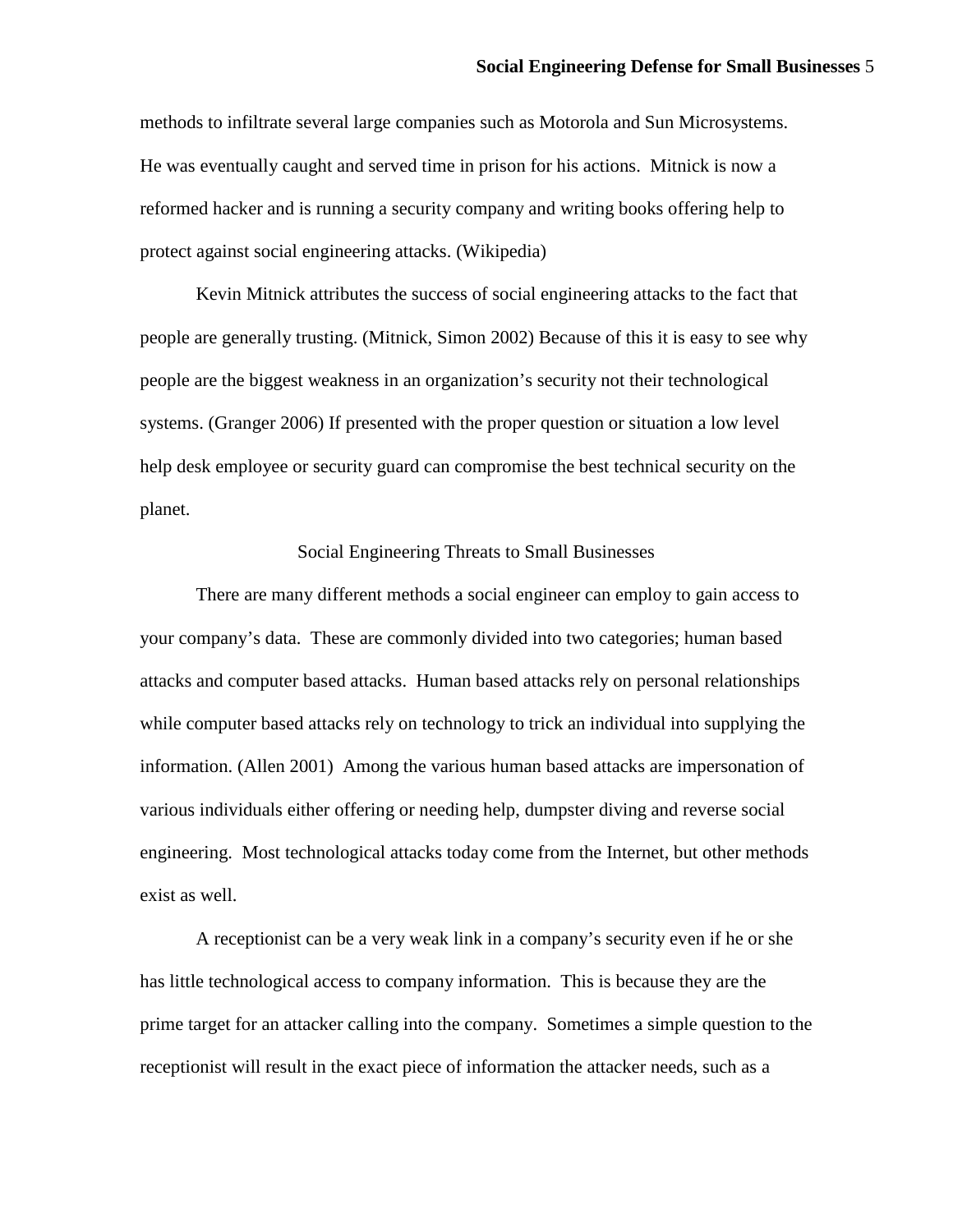methods to infiltrate several large companies such as Motorola and Sun Microsystems. He was eventually caught and served time in prison for his actions. Mitnick is now a reformed hacker and is running a security company and writing books offering help to protect against social engineering attacks. (Wikipedia)

Kevin Mitnick attributes the success of social engineering attacks to the fact that people are generally trusting. (Mitnick, Simon 2002) Because of this it is easy to see why people are the biggest weakness in an organization's security not their technological systems. (Granger 2006) If presented with the proper question or situation a low level help desk employee or security guard can compromise the best technical security on the planet.

## Social Engineering Threats to Small Businesses

There are many different methods a social engineer can employ to gain access to your company's data. These are commonly divided into two categories; human based attacks and computer based attacks. Human based attacks rely on personal relationships while computer based attacks rely on technology to trick an individual into supplying the information. (Allen 2001) Among the various human based attacks are impersonation of various individuals either offering or needing help, dumpster diving and reverse social engineering. Most technological attacks today come from the Internet, but other methods exist as well.

A receptionist can be a very weak link in a company's security even if he or she has little technological access to company information. This is because they are the prime target for an attacker calling into the company. Sometimes a simple question to the receptionist will result in the exact piece of information the attacker needs, such as a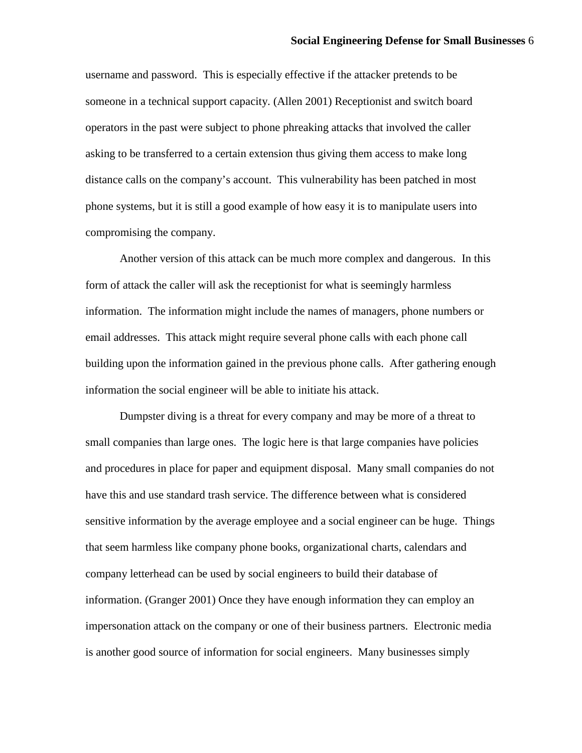username and password. This is especially effective if the attacker pretends to be someone in a technical support capacity. (Allen 2001) Receptionist and switch board operators in the past were subject to phone phreaking attacks that involved the caller asking to be transferred to a certain extension thus giving them access to make long distance calls on the company's account. This vulnerability has been patched in most phone systems, but it is still a good example of how easy it is to manipulate users into compromising the company.

Another version of this attack can be much more complex and dangerous. In this form of attack the caller will ask the receptionist for what is seemingly harmless information. The information might include the names of managers, phone numbers or email addresses. This attack might require several phone calls with each phone call building upon the information gained in the previous phone calls. After gathering enough information the social engineer will be able to initiate his attack.

Dumpster diving is a threat for every company and may be more of a threat to small companies than large ones. The logic here is that large companies have policies and procedures in place for paper and equipment disposal. Many small companies do not have this and use standard trash service. The difference between what is considered sensitive information by the average employee and a social engineer can be huge. Things that seem harmless like company phone books, organizational charts, calendars and company letterhead can be used by social engineers to build their database of information. (Granger 2001) Once they have enough information they can employ an impersonation attack on the company or one of their business partners. Electronic media is another good source of information for social engineers. Many businesses simply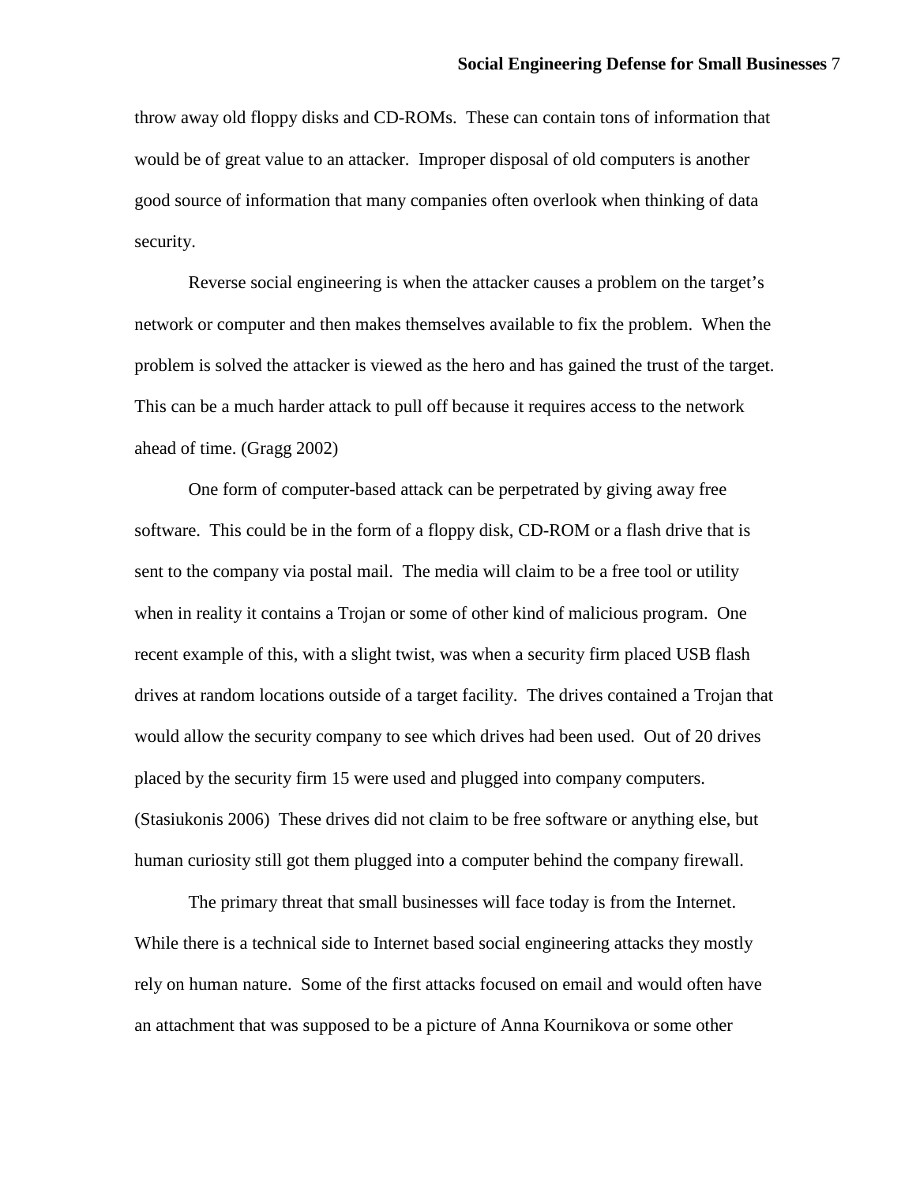throw away old floppy disks and CD-ROMs. These can contain tons of information that would be of great value to an attacker. Improper disposal of old computers is another good source of information that many companies often overlook when thinking of data security.

Reverse social engineering is when the attacker causes a problem on the target's network or computer and then makes themselves available to fix the problem. When the problem is solved the attacker is viewed as the hero and has gained the trust of the target. This can be a much harder attack to pull off because it requires access to the network ahead of time. (Gragg 2002)

One form of computer-based attack can be perpetrated by giving away free software. This could be in the form of a floppy disk, CD-ROM or a flash drive that is sent to the company via postal mail. The media will claim to be a free tool or utility when in reality it contains a Trojan or some of other kind of malicious program. One recent example of this, with a slight twist, was when a security firm placed USB flash drives at random locations outside of a target facility. The drives contained a Trojan that would allow the security company to see which drives had been used. Out of 20 drives placed by the security firm 15 were used and plugged into company computers. (Stasiukonis 2006) These drives did not claim to be free software or anything else, but human curiosity still got them plugged into a computer behind the company firewall.

The primary threat that small businesses will face today is from the Internet. While there is a technical side to Internet based social engineering attacks they mostly rely on human nature. Some of the first attacks focused on email and would often have an attachment that was supposed to be a picture of Anna Kournikova or some other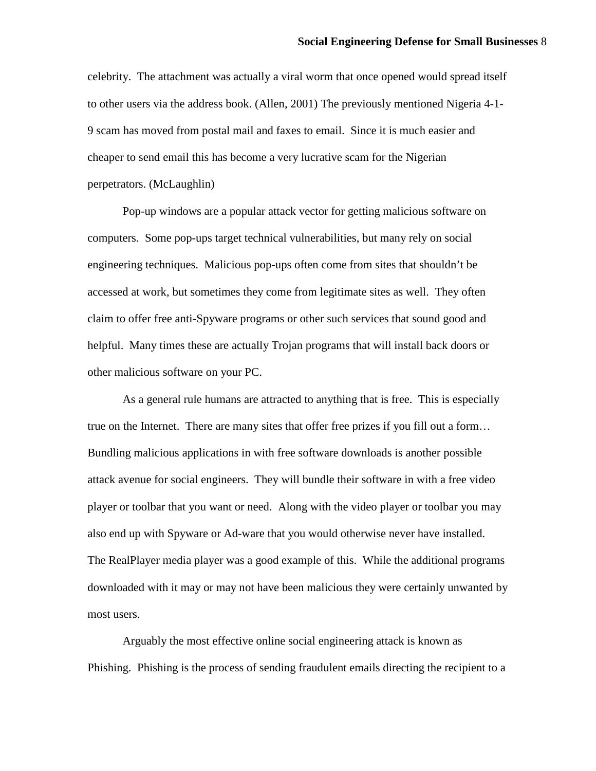celebrity. The attachment was actually a viral worm that once opened would spread itself to other users via the address book. (Allen, 2001) The previously mentioned Nigeria 4-1-9 scam has moved from postal mail and faxes to email. Since it is much easier and cheaper to send email this has become a very lucrative scam for the Nigerian perpetrators. (McLaughlin)

Pop-up windows are a popular attack vector for getting malicious software on computers. Some pop-ups target technical vulnerabilities, but many rely on social engineering techniques. Malicious pop-ups often come from sites that shouldn't be accessed at work, but sometimes they come from legitimate sites as well. They often claim to offer free anti-Spyware programs or other such services that sound good and helpful. Many times these are actually Trojan programs that will install back doors or other malicious software on your PC.

As a general rule humans are attracted to anything that is free. This is especially true on the Internet. There are many sites that offer free prizes if you fill out a form… Bundling malicious applications in with free software downloads is another possible attack avenue for social engineers. They will bundle their software in with a free video player or toolbar that you want or need. Along with the video player or toolbar you may also end up with Spyware or Ad-ware that you would otherwise never have installed. The RealPlayer media player was a good example of this. While the additional programs downloaded with it may or may not have been malicious they were certainly unwanted by most users.

Arguably the most effective online social engineering attack is known as Phishing. Phishing is the process of sending fraudulent emails directing the recipient to a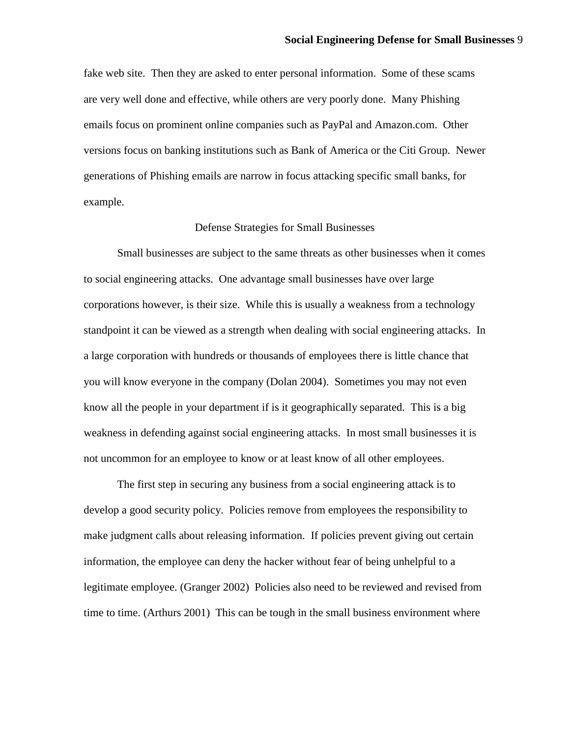fake web site. Then they are asked to enter personal information. Some of these scams are very well done and effective, while others are very poorly done. Many Phishing emails focus on prominent online companies such as PayPal and Amazon.com. Other versions focus on banking institutions such as Bank of America or the Citi Group. Newer generations of Phishing emails are narrow in focus attacking specific small banks, for example.

## Defense Strategies for Small Businesses

Small businesses are subject to the same threats as other businesses when it comes to social engineering attacks. One advantage small businesses have over large corporations however, is their size. While this is usually a weakness from a technology standpoint it can be viewed as a strength when dealing with social engineering attacks. In a large corporation with hundreds or thousands of employees there is little chance that you will know everyone in the company (Dolan 2004). Sometimes you may not even know all the people in your department if is it geographically separated. This is a big weakness in defending against social engineering attacks. In most small businesses it is not uncommon for an employee to know or at least know of all other employees.

The first step in securing any business from a social engineering attack is to develop a good security policy. Policies remove from employees the responsibility to make judgment calls about releasing information. If policies prevent giving out certain information, the employee can deny the hacker without fear of being unhelpful to a legitimate employee. (Granger 2002) Policies also need to be reviewed and revised from time to time. (Arthurs 2001) This can be tough in the small business environment where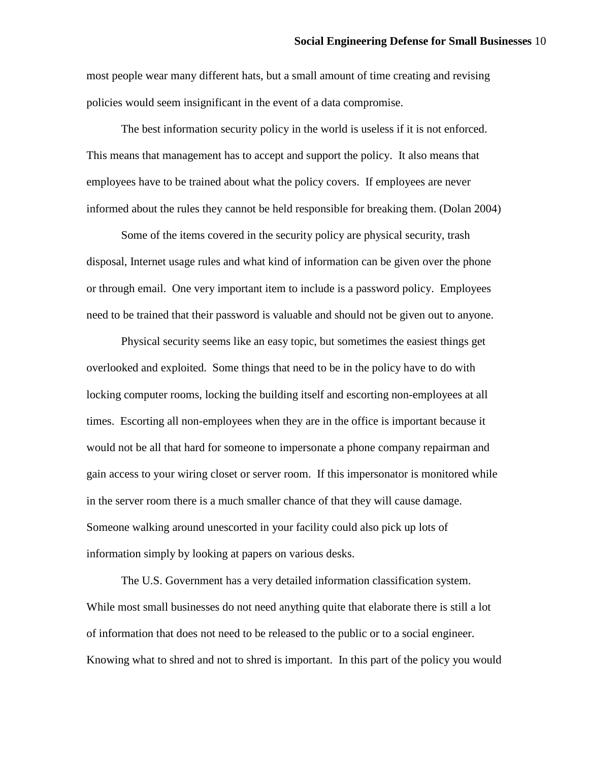most people wear many different hats, but a small amount of time creating and revising policies would seem insignificant in the event of a data compromise.

The best information security policy in the world is useless if it is not enforced. This means that management has to accept and support the policy. It also means that employees have to be trained about what the policy covers. If employees are never informed about the rules they cannot be held responsible for breaking them. (Dolan 2004)

Some of the items covered in the security policy are physical security, trash disposal, Internet usage rules and what kind of information can be given over the phone or through email. One very important item to include is a password policy. Employees need to be trained that their password is valuable and should not be given out to anyone.

Physical security seems like an easy topic, but sometimes the easiest things get overlooked and exploited. Some things that need to be in the policy have to do with locking computer rooms, locking the building itself and escorting non-employees at all times. Escorting all non-employees when they are in the office is important because it would not be all that hard for someone to impersonate a phone company repairman and gain access to your wiring closet or server room. If this impersonator is monitored while in the server room there is a much smaller chance of that they will cause damage. Someone walking around unescorted in your facility could also pick up lots of information simply by looking at papers on various desks.

The U.S. Government has a very detailed information classification system. While most small businesses do not need anything quite that elaborate there is still a lot of information that does not need to be released to the public or to a social engineer. Knowing what to shred and not to shred is important. In this part of the policy you would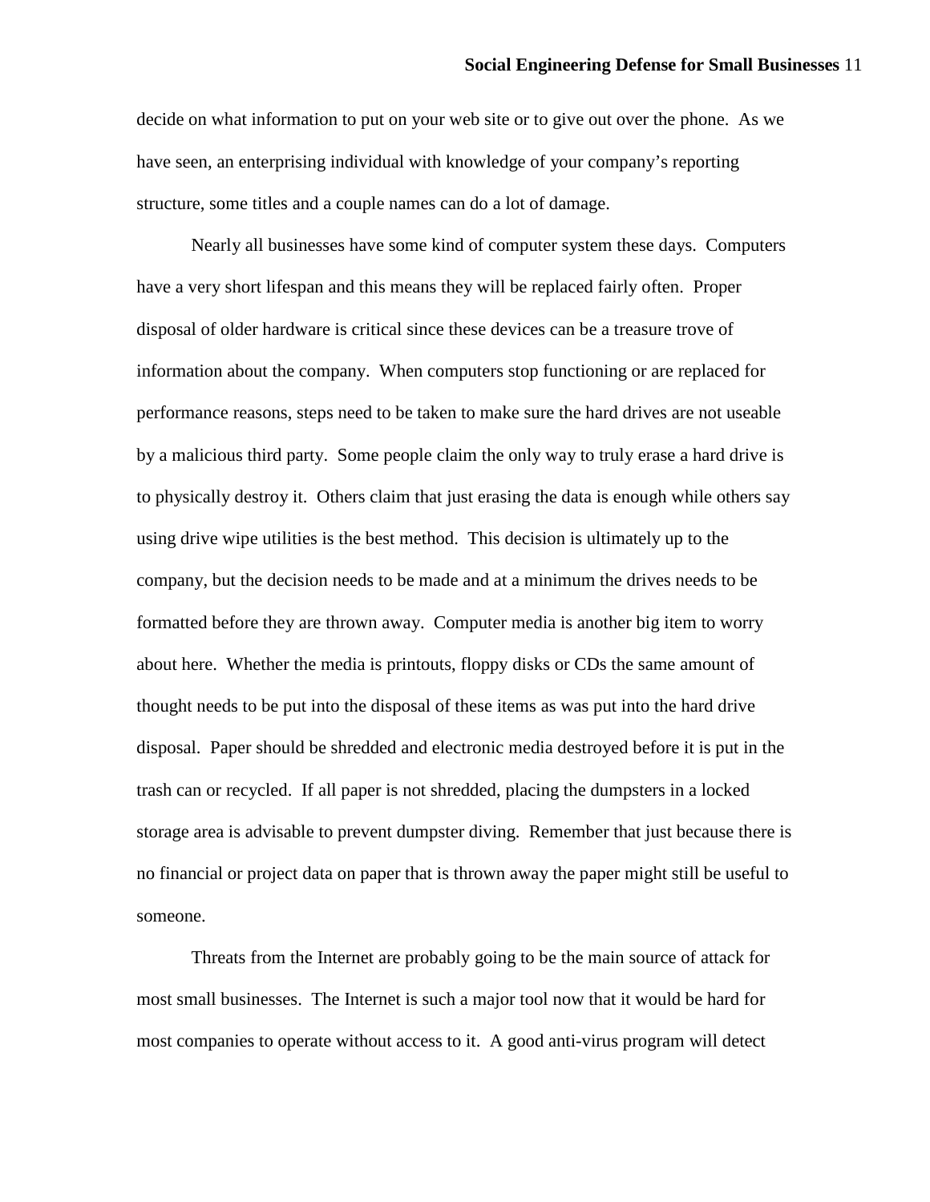decide on what information to put on your web site or to give out over the phone. As we have seen, an enterprising individual with knowledge of your company's reporting structure, some titles and a couple names can do a lot of damage.

Nearly all businesses have some kind of computer system these days. Computers have a very short lifespan and this means they will be replaced fairly often. Proper disposal of older hardware is critical since these devices can be a treasure trove of information about the company. When computers stop functioning or are replaced for performance reasons, steps need to be taken to make sure the hard drives are not useable by a malicious third party. Some people claim the only way to truly erase a hard drive is to physically destroy it. Others claim that just erasing the data is enough while others say using drive wipe utilities is the best method. This decision is ultimately up to the company, but the decision needs to be made and at a minimum the drives needs to be formatted before they are thrown away. Computer media is another big item to worry about here. Whether the media is printouts, floppy disks or CDs the same amount of thought needs to be put into the disposal of these items as was put into the hard drive disposal. Paper should be shredded and electronic media destroyed before it is put in the trash can or recycled. If all paper is not shredded, placing the dumpsters in a locked storage area is advisable to prevent dumpster diving. Remember that just because there is no financial or project data on paper that is thrown away the paper might still be useful to someone.

Threats from the Internet are probably going to be the main source of attack for most small businesses. The Internet is such a major tool now that it would be hard for most companies to operate without access to it. A good anti-virus program will detect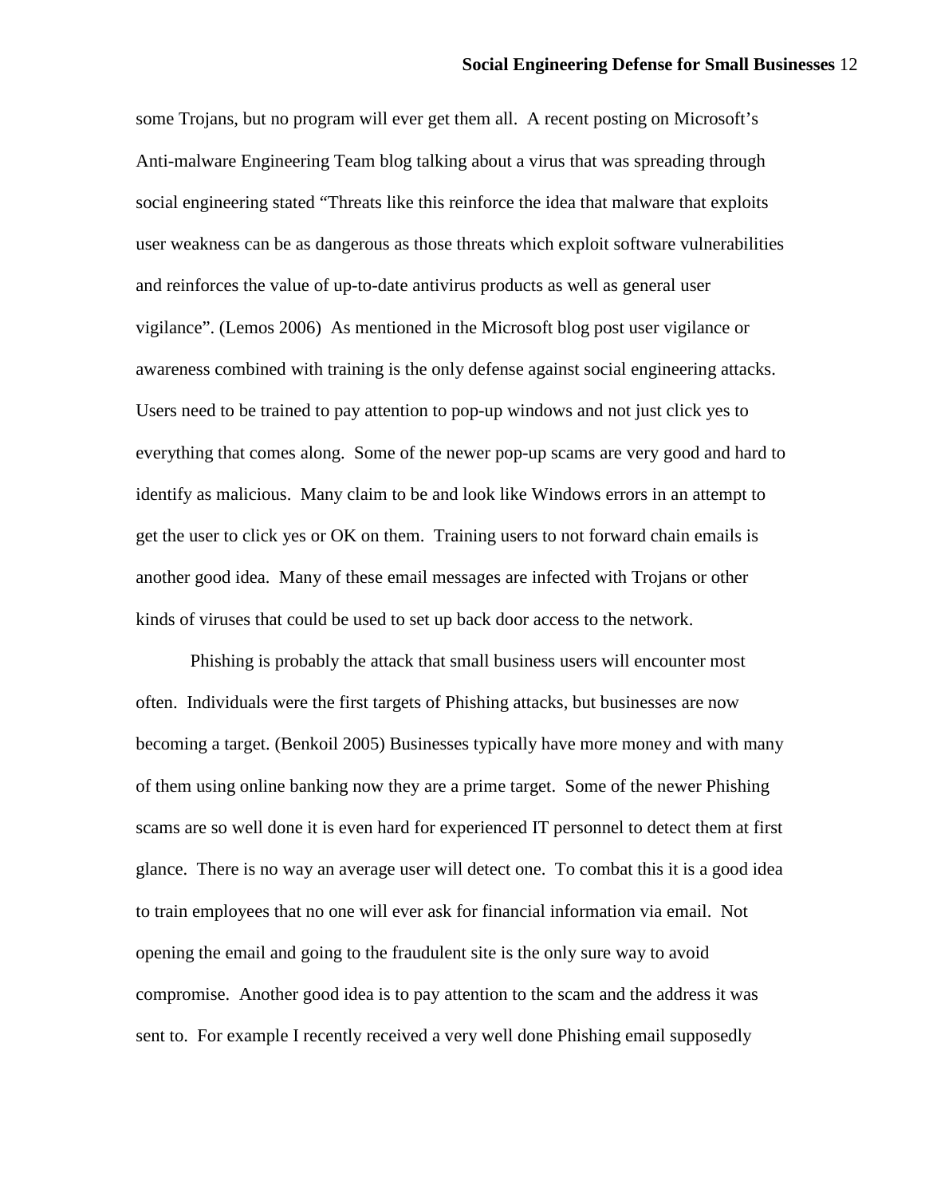some Trojans, but no program will ever get them all. A recent posting on Microsoft's Anti-malware Engineering Team blog talking about a virus that was spreading through social engineering stated "Threats like this reinforce the idea that malware that exploits user weakness can be as dangerous as those threats which exploit software vulnerabilities and reinforces the value of up-to-date antivirus products as well as general user vigilance". (Lemos 2006) As mentioned in the Microsoft blog post user vigilance or awareness combined with training is the only defense against social engineering attacks. Users need to be trained to pay attention to pop-up windows and not just click yes to everything that comes along. Some of the newer pop-up scams are very good and hard to identify as malicious. Many claim to be and look like Windows errors in an attempt to get the user to click yes or OK on them. Training users to not forward chain emails is another good idea. Many of these email messages are infected with Trojans or other kinds of viruses that could be used to set up back door access to the network.

Phishing is probably the attack that small business users will encounter most often. Individuals were the first targets of Phishing attacks, but businesses are now becoming a target. (Benkoil 2005) Businesses typically have more money and with many of them using online banking now they are a prime target. Some of the newer Phishing scams are so well done it is even hard for experienced IT personnel to detect them at first glance. There is no way an average user will detect one. To combat this it is a good idea to train employees that no one will ever ask for financial information via email. Not opening the email and going to the fraudulent site is the only sure way to avoid compromise. Another good idea is to pay attention to the scam and the address it was sent to. For example I recently received a very well done Phishing email supposedly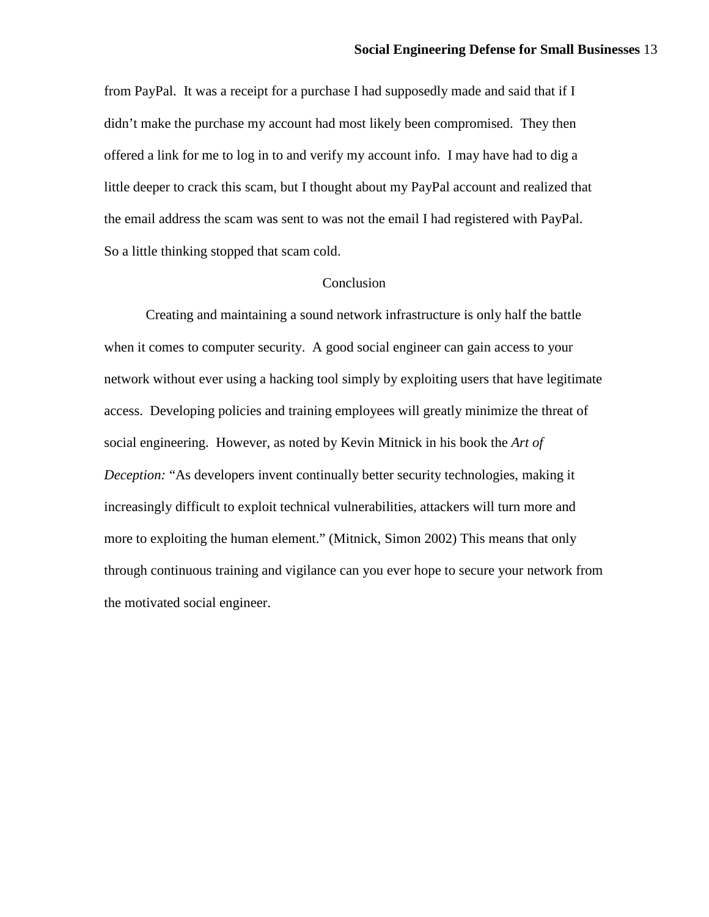from PayPal. It was a receipt for a purchase I had supposedly made and said that if I didn't make the purchase my account had most likely been compromised. They then offered a link for me to log in to and verify my account info. I may have had to dig a little deeper to crack this scam, but I thought about my PayPal account and realized that the email address the scam was sent to was not the email I had registered with PayPal. So a little thinking stopped that scam cold.

## Conclusion

Creating and maintaining a sound network infrastructure is only half the battle when it comes to computer security. A good social engineer can gain access to your network without ever using a hacking tool simply by exploiting users that have legitimate access. Developing policies and training employees will greatly minimize the threat of social engineering. However, as noted by Kevin Mitnick in his book the *Art of Deception:* "As developers invent continually better security technologies, making it increasingly difficult to exploit technical vulnerabilities, attackers will turn more and more to exploiting the human element." (Mitnick, Simon 2002) This means that only through continuous training and vigilance can you ever hope to secure your network from the motivated social engineer.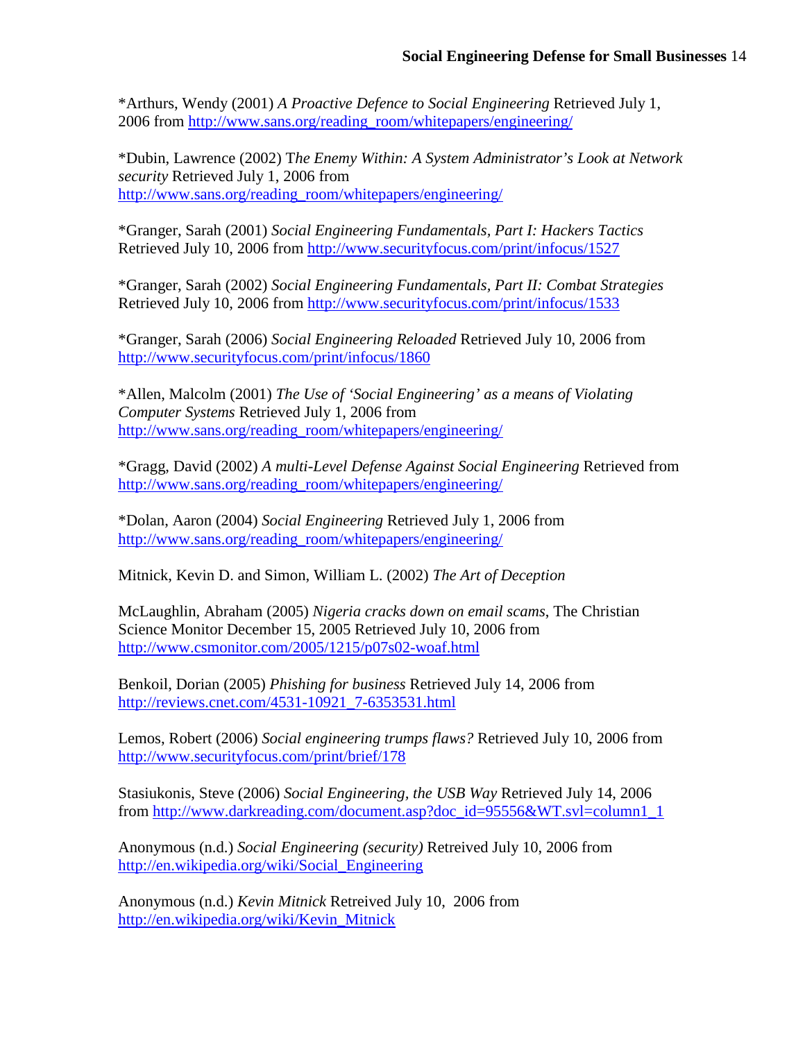*Arthurs, Wendy (2001) *A Proactive Defence to Social Engineering* Retrieved July 1, 2006 from http://www.sans.org/reading_room/whitepapers/engineering/

*Dubin, Lawrence (2002) T*he Enemy Within: A System Administrator's Look at Network security* Retrieved July 1, 2006 from http://www.sans.org/reading_room/whitepapers/engineering/

*Granger, Sarah (2001) *Social Engineering Fundamentals, Part I: Hackers Tactics* Retrieved July 10, 2006 from http://www.securityfocus.com/print/infocus/1527

*Granger, Sarah (2002) *Social Engineering Fundamentals, Part II: Combat Strategies* Retrieved July 10, 2006 from http://www.securityfocus.com/print/infocus/1533

*Granger, Sarah (2006) *Social Engineering Reloaded* Retrieved July 10, 2006 from http://www.securityfocus.com/print/infocus/1860

*Allen, Malcolm (2001) *The Use of 'Social Engineering' as a means of Violating Computer Systems* Retrieved July 1, 2006 from http://www.sans.org/reading_room/whitepapers/engineering/

*Gragg, David (2002) *A multi-Level Defense Against Social Engineering* Retrieved from http://www.sans.org/reading_room/whitepapers/engineering/

*Dolan, Aaron (2004) *Social Engineering* Retrieved July 1, 2006 from http://www.sans.org/reading_room/whitepapers/engineering/

Mitnick, Kevin D. and Simon, William L. (2002) *The Art of Deception*

McLaughlin, Abraham (2005) *Nigeria cracks down on email scams*, The Christian Science Monitor December 15, 2005 Retrieved July 10, 2006 from http://www.csmonitor.com/2005/1215/p07s02-woaf.html

Benkoil, Dorian (2005) *Phishing for business* Retrieved July 14, 2006 from http://reviews.cnet.com/4531-10921_7-6353531.html

Lemos, Robert (2006) *Social engineering trumps flaws?* Retrieved July 10, 2006 from http://www.securityfocus.com/print/brief/178

Stasiukonis, Steve (2006) *Social Engineering, the USB Way* Retrieved July 14, 2006 from http://www.darkreading.com/document.asp?doc_id=95556&WT.svl=column1_1

Anonymous (n.d.) *Social Engineering (security)* Retreived July 10, 2006 from http://en.wikipedia.org/wiki/Social_Engineering

Anonymous (n.d.) *Kevin Mitnick* Retreived July 10, 2006 from http://en.wikipedia.org/wiki/Kevin_Mitnick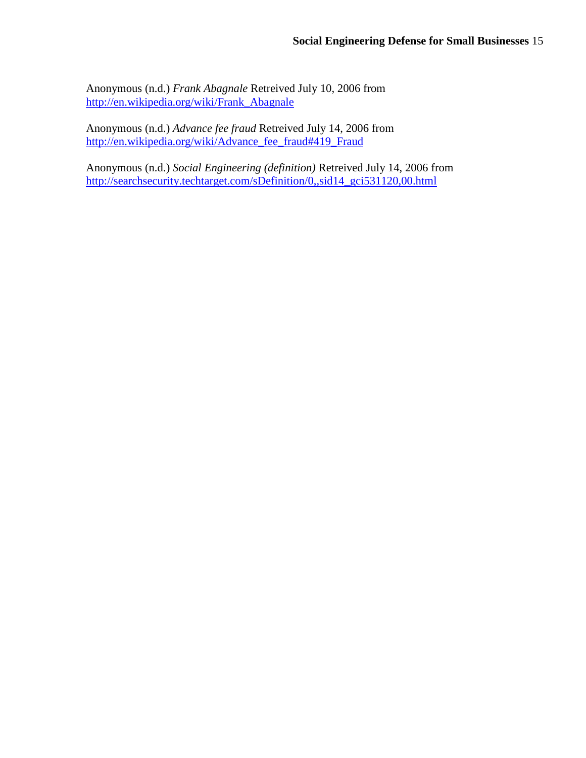Anonymous (n.d.) *Frank Abagnale* Retreived July 10, 2006 from http://en.wikipedia.org/wiki/Frank_Abagnale

Anonymous (n.d.) *Advance fee fraud* Retreived July 14, 2006 from http://en.wikipedia.org/wiki/Advance_fee_fraud#419_Fraud

Anonymous (n.d.) *Social Engineering (definition)* Retreived July 14, 2006 from http://searchsecurity.techtarget.com/sDefinition/0,,sid14_gci531120,00.html